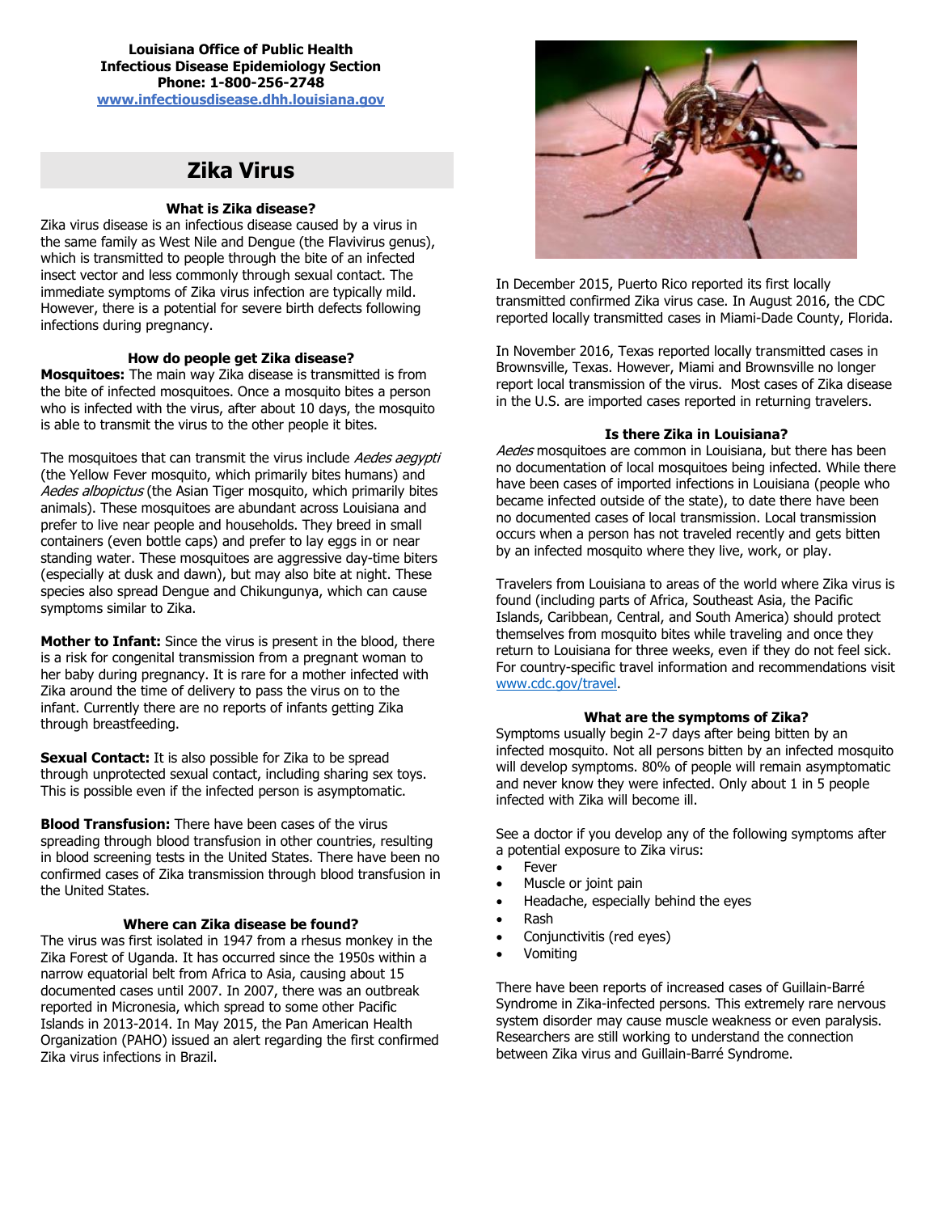**Louisiana Office of Public Health**
**Infectious Disease Epidemiology Section**
**Phone: 1-800-256-2748**
**[www.infectiousdisease.dhh.louisiana.gov](www.infectiousdisease.dhh.louisiana.gov)**

# Zika Virus

### What is Zika disease?

Zika virus disease is an infectious disease caused by a virus in the same family as West Nile and Dengue (the Flavivirus genus), which is transmitted to people through the bite of an infected insect vector and less commonly through sexual contact. The immediate symptoms of Zika virus infection are typically mild. However, there is a potential for severe birth defects following infections during pregnancy.

### How do people get Zika disease?

**Mosquitoes:** The main way Zika disease is transmitted is from the bite of infected mosquitoes. Once a mosquito bites a person who is infected with the virus, after about 10 days, the mosquito is able to transmit the virus to the other people it bites.

The mosquitoes that can transmit the virus include *Aedes aegypti* (the Yellow Fever mosquito, which primarily bites humans) and *Aedes albopictus* (the Asian Tiger mosquito, which primarily bites animals). These mosquitoes are abundant across Louisiana and prefer to live near people and households. They breed in small containers (even bottle caps) and prefer to lay eggs in or near standing water. These mosquitoes are aggressive day-time biters (especially at dusk and dawn), but may also bite at night. These species also spread Dengue and Chikungunya, which can cause symptoms similar to Zika.

**Mother to Infant:** Since the virus is present in the blood, there is a risk for congenital transmission from a pregnant woman to her baby during pregnancy. It is rare for a mother infected with Zika around the time of delivery to pass the virus on to the infant. Currently there are no reports of infants getting Zika through breastfeeding.

**Sexual Contact:** It is also possible for Zika to be spread through unprotected sexual contact, including sharing sex toys. This is possible even if the infected person is asymptomatic.

**Blood Transfusion:** There have been cases of the virus spreading through blood transfusion in other countries, resulting in blood screening tests in the United States. There have been no confirmed cases of Zika transmission through blood transfusion in the United States.

### Where can Zika disease be found?

The virus was first isolated in 1947 from a rhesus monkey in the Zika Forest of Uganda. It has occurred since the 1950s within a narrow equatorial belt from Africa to Asia, causing about 15 documented cases until 2007. In 2007, there was an outbreak reported in Micronesia, which spread to some other Pacific Islands in 2013-2014. In May 2015, the Pan American Health Organization (PAHO) issued an alert regarding the first confirmed Zika virus infections in Brazil.

In December 2015, Puerto Rico reported its first locally transmitted confirmed Zika virus case. In August 2016, the CDC reported locally transmitted cases in Miami-Dade County, Florida.

In November 2016, Texas reported locally transmitted cases in Brownsville, Texas. However, Miami and Brownsville no longer report local transmission of the virus. Most cases of Zika disease in the U.S. are imported cases reported in returning travelers.

### Is there Zika in Louisiana?

*Aedes* mosquitoes are common in Louisiana, but there has been no documentation of local mosquitoes being infected. While there have been cases of imported infections in Louisiana (people who became infected outside of the state), to date there have been no documented cases of local transmission. Local transmission occurs when a person has not traveled recently and gets bitten by an infected mosquito where they live, work, or play.

Travelers from Louisiana to areas of the world where Zika virus is found (including parts of Africa, Southeast Asia, the Pacific Islands, Caribbean, Central, and South America) should protect themselves from mosquito bites while traveling and once they return to Louisiana for three weeks, even if they do not feel sick. For country-specific travel information and recommendations visit [www.cdc.gov/travel](www.cdc.gov/travel).

### What are the symptoms of Zika?

Symptoms usually begin 2-7 days after being bitten by an infected mosquito. Not all persons bitten by an infected mosquito will develop symptoms. 80% of people will remain asymptomatic and never know they were infected. Only about 1 in 5 people infected with Zika will become ill.

See a doctor if you develop any of the following symptoms after a potential exposure to Zika virus:

- Fever
- Muscle or joint pain
- Headache, especially behind the eyes
- Rash
- Conjunctivitis (red eyes)
- Vomiting

There have been reports of increased cases of Guillain-Barré Syndrome in Zika-infected persons. This extremely rare nervous system disorder may cause muscle weakness or even paralysis. Researchers are still working to understand the connection between Zika virus and Guillain-Barré Syndrome.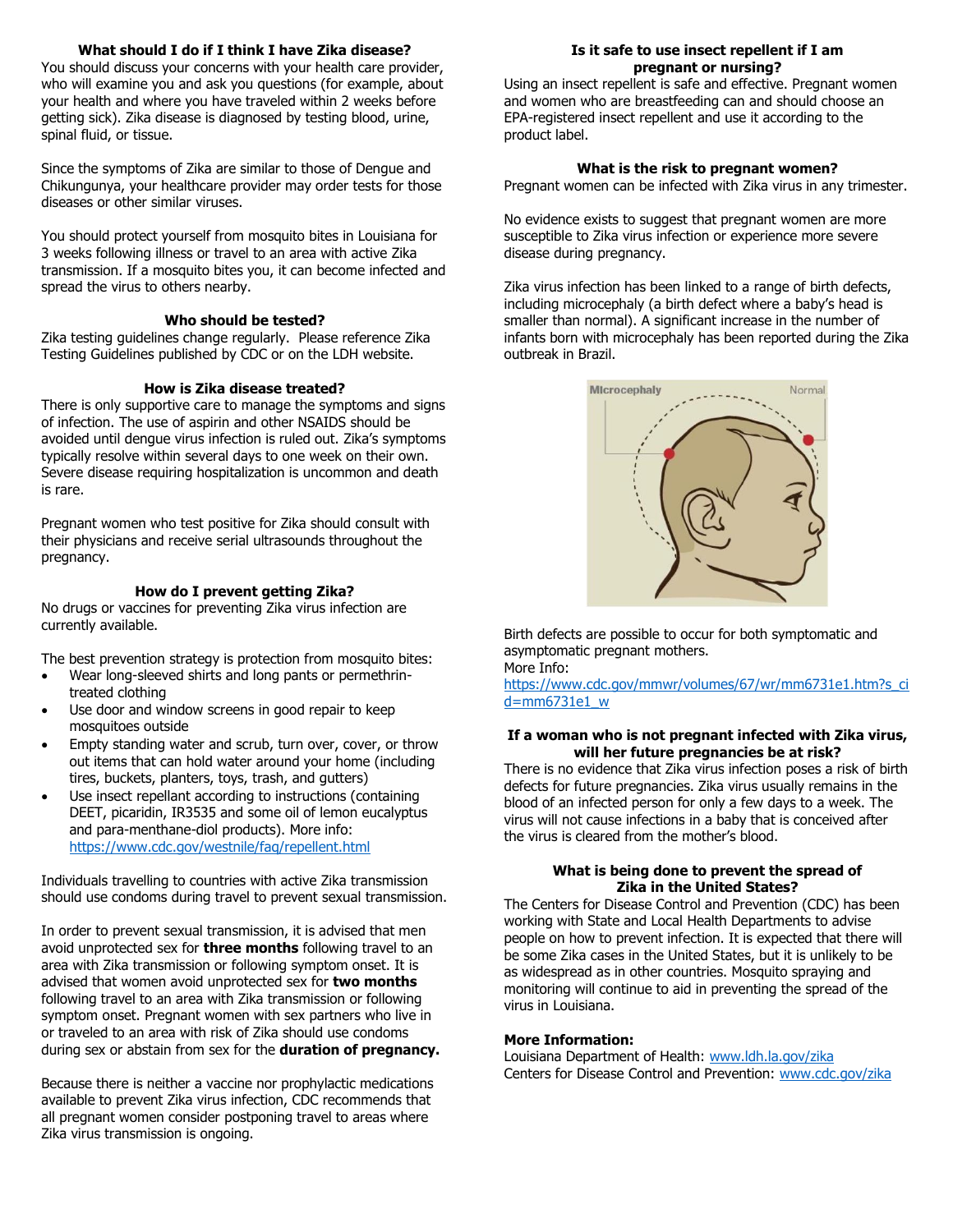**What should I do if I think I have Zika disease?**

You should discuss your concerns with your health care provider, who will examine you and ask you questions (for example, about your health and where you have traveled within 2 weeks before getting sick). Zika disease is diagnosed by testing blood, urine, spinal fluid, or tissue.

Since the symptoms of Zika are similar to those of Dengue and Chikungunya, your healthcare provider may order tests for those diseases or other similar viruses.

You should protect yourself from mosquito bites in Louisiana for 3 weeks following illness or travel to an area with active Zika transmission. If a mosquito bites you, it can become infected and spread the virus to others nearby.

**Who should be tested?**

Zika testing guidelines change regularly. Please reference Zika Testing Guidelines published by CDC or on the LDH website.

**How is Zika disease treated?**

There is only supportive care to manage the symptoms and signs of infection. The use of aspirin and other NSAIDS should be avoided until dengue virus infection is ruled out. Zika's symptoms typically resolve within several days to one week on their own. Severe disease requiring hospitalization is uncommon and death is rare.

Pregnant women who test positive for Zika should consult with their physicians and receive serial ultrasounds throughout the pregnancy.

**How do I prevent getting Zika?**

No drugs or vaccines for preventing Zika virus infection are currently available.

The best prevention strategy is protection from mosquito bites:

- Wear long-sleeved shirts and long pants or permethrin-treated clothing
- Use door and window screens in good repair to keep mosquitoes outside
- Empty standing water and scrub, turn over, cover, or throw out items that can hold water around your home (including tires, buckets, planters, toys, trash, and gutters)
- Use insect repellant according to instructions (containing DEET, picaridin, IR3535 and some oil of lemon eucalyptus and para-menthane-diol products). More info: https://www.cdc.gov/westnile/faq/repellent.html

Individuals travelling to countries with active Zika transmission should use condoms during travel to prevent sexual transmission.

In order to prevent sexual transmission, it is advised that men avoid unprotected sex for **three months** following travel to an area with Zika transmission or following symptom onset. It is advised that women avoid unprotected sex for **two months** following travel to an area with Zika transmission or following symptom onset. Pregnant women with sex partners who live in or traveled to an area with risk of Zika should use condoms during sex or abstain from sex for the **duration of pregnancy.**

Because there is neither a vaccine nor prophylactic medications available to prevent Zika virus infection, CDC recommends that all pregnant women consider postponing travel to areas where Zika virus transmission is ongoing.

**Is it safe to use insect repellent if I am pregnant or nursing?**

Using an insect repellent is safe and effective. Pregnant women and women who are breastfeeding can and should choose an EPA-registered insect repellent and use it according to the product label.

**What is the risk to pregnant women?**

Pregnant women can be infected with Zika virus in any trimester.

No evidence exists to suggest that pregnant women are more susceptible to Zika virus infection or experience more severe disease during pregnancy.

Zika virus infection has been linked to a range of birth defects, including microcephaly (a birth defect where a baby's head is smaller than normal). A significant increase in the number of infants born with microcephaly has been reported during the Zika outbreak in Brazil.

Microcephaly

Normal

Birth defects are possible to occur for both symptomatic and asymptomatic pregnant mothers.
More Info:
https://www.cdc.gov/mmwr/volumes/67/wr/mm6731e1.htm?s_cid=mm6731e1_w

**If a woman who is not pregnant infected with Zika virus, will her future pregnancies be at risk?**

There is no evidence that Zika virus infection poses a risk of birth defects for future pregnancies. Zika virus usually remains in the blood of an infected person for only a few days to a week. The virus will not cause infections in a baby that is conceived after the virus is cleared from the mother's blood.

**What is being done to prevent the spread of Zika in the United States?**

The Centers for Disease Control and Prevention (CDC) has been working with State and Local Health Departments to advise people on how to prevent infection. It is expected that there will be some Zika cases in the United States, but it is unlikely to be as widespread as in other countries. Mosquito spraying and monitoring will continue to aid in preventing the spread of the virus in Louisiana.

**More Information:**

Louisiana Department of Health: www.ldh.la.gov/zika
Centers for Disease Control and Prevention: www.cdc.gov/zika